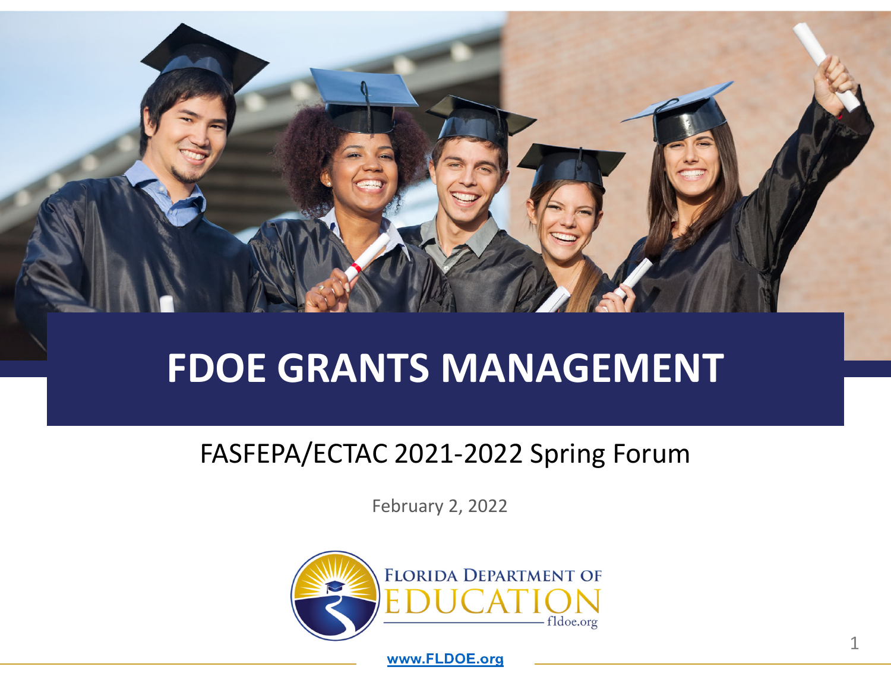# FDOE GRANTS MANAGEMENT

FASFEPA/ECTAC 2021-2022 Spring Forum

February 2, 2022

FLORIDA DEPARTMENT OF EDUCATION
fldoe.org

www.FLDOE.org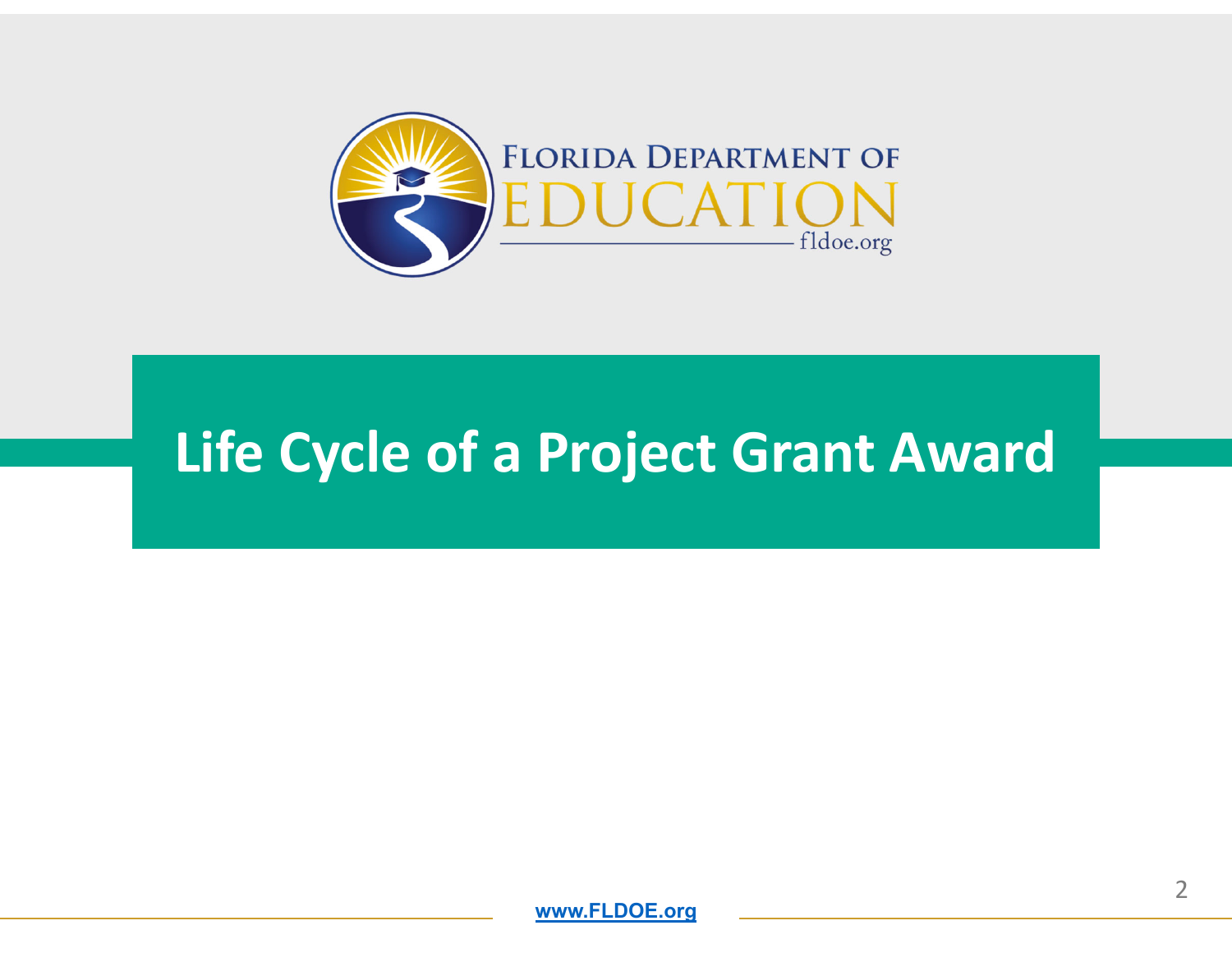# Life Cycle of a Project Grant Award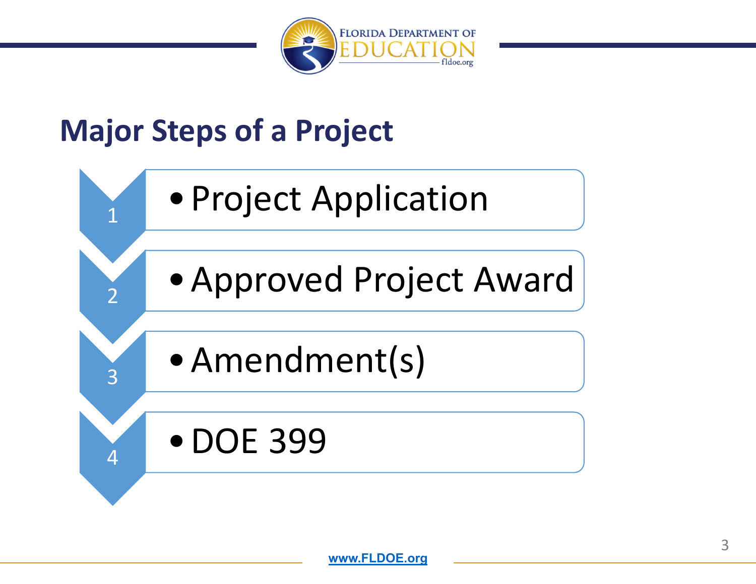## Major Steps of a Project

1. Project Application
2. Approved Project Award
3. Amendment(s)
4. DOE 399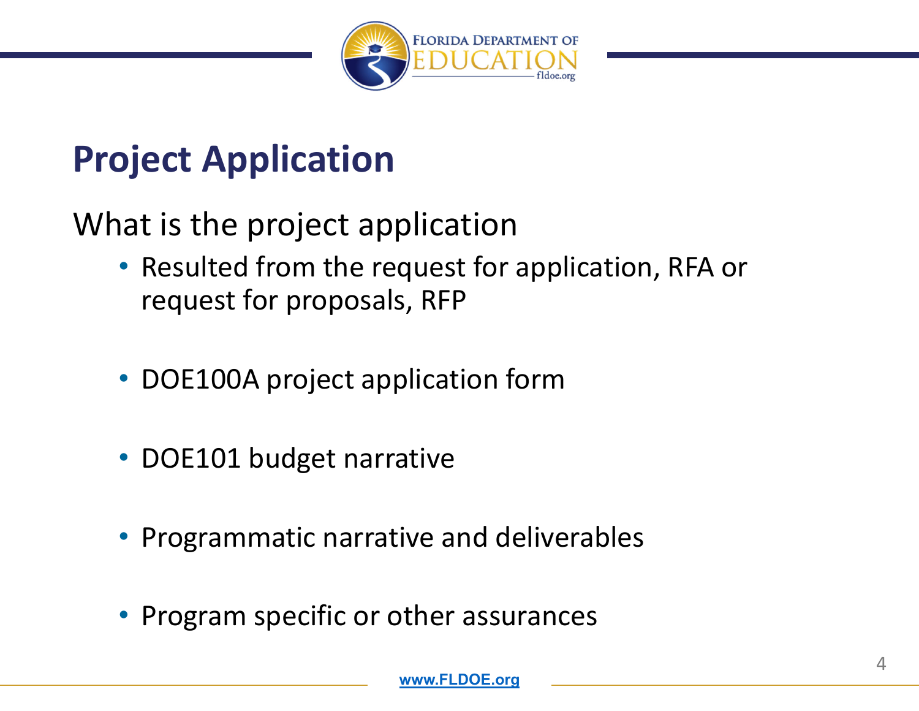# Project Application

What is the project application

- Resulted from the request for application, RFA or request for proposals, RFP
- DOE100A project application form
- DOE101 budget narrative
- Programmatic narrative and deliverables
- Program specific or other assurances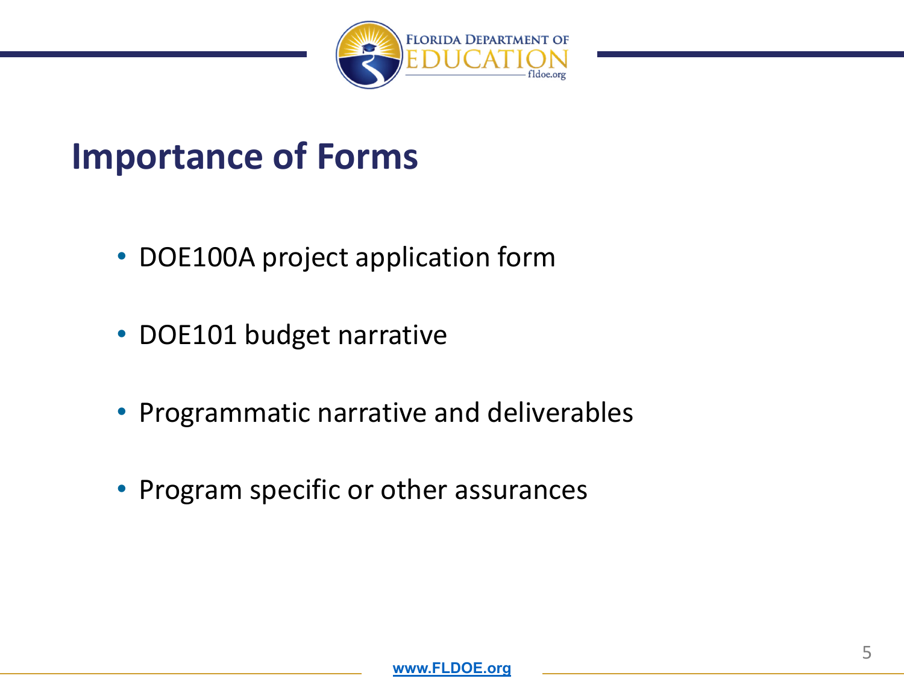# Importance of Forms

- DOE100A project application form
- DOE101 budget narrative
- Programmatic narrative and deliverables
- Program specific or other assurances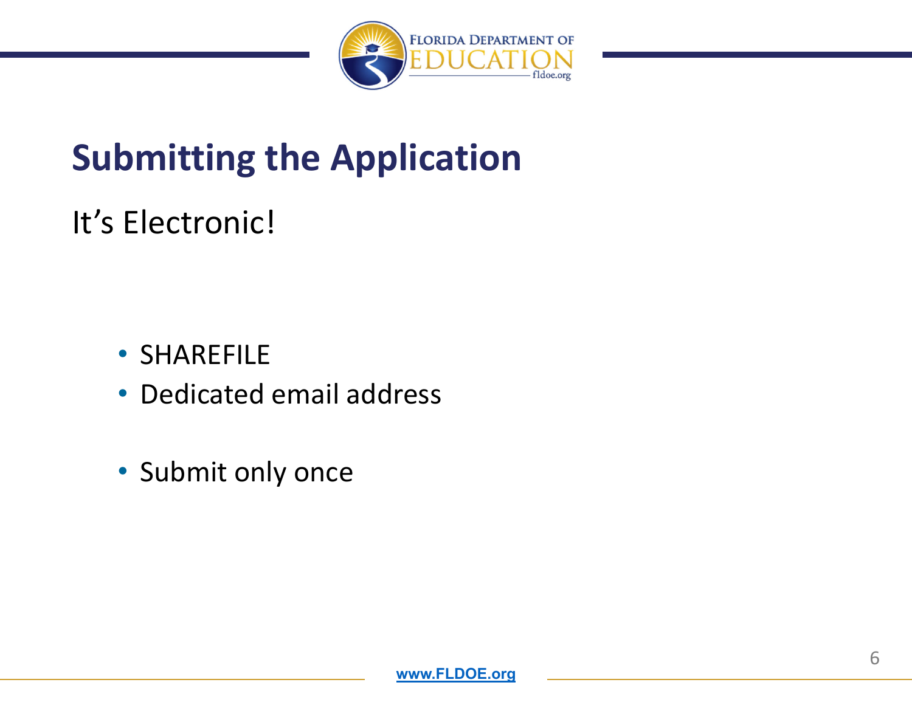# Submitting the Application

It's Electronic!

- SHAREFILE
- Dedicated email address

- Submit only once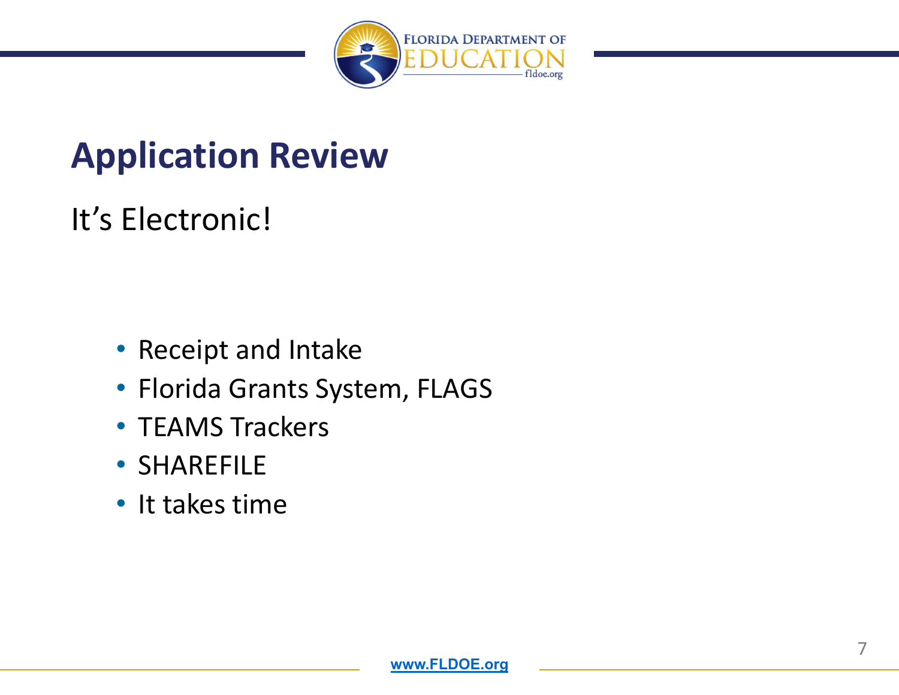## Application Review

It's Electronic!

- Receipt and Intake
- Florida Grants System, FLAGS
- TEAMS Trackers
- SHAREFILE
- It takes time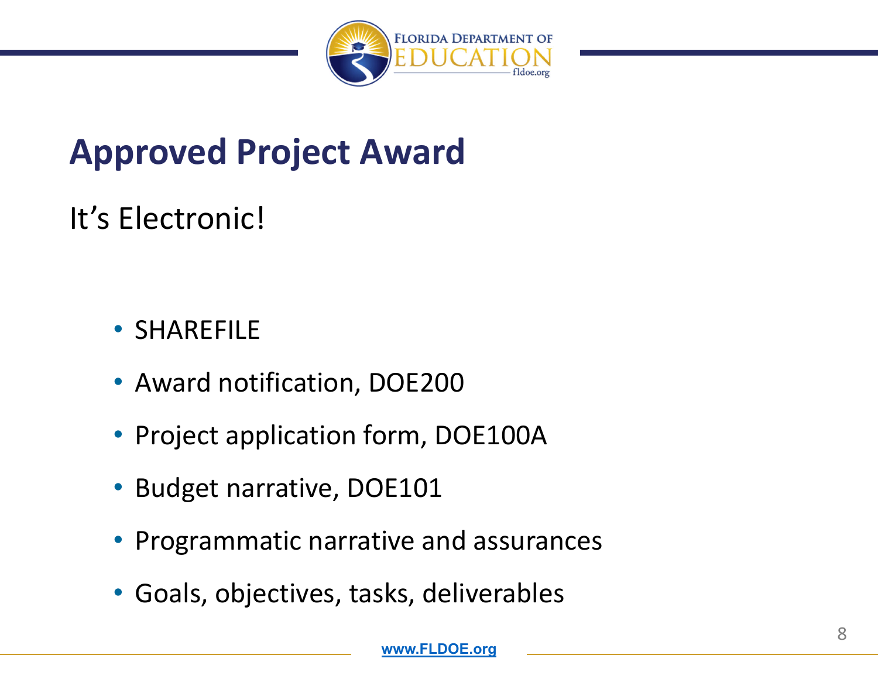# Approved Project Award

It's Electronic!

- SHAREFILE
- Award notification, DOE200
- Project application form, DOE100A
- Budget narrative, DOE101
- Programmatic narrative and assurances
- Goals, objectives, tasks, deliverables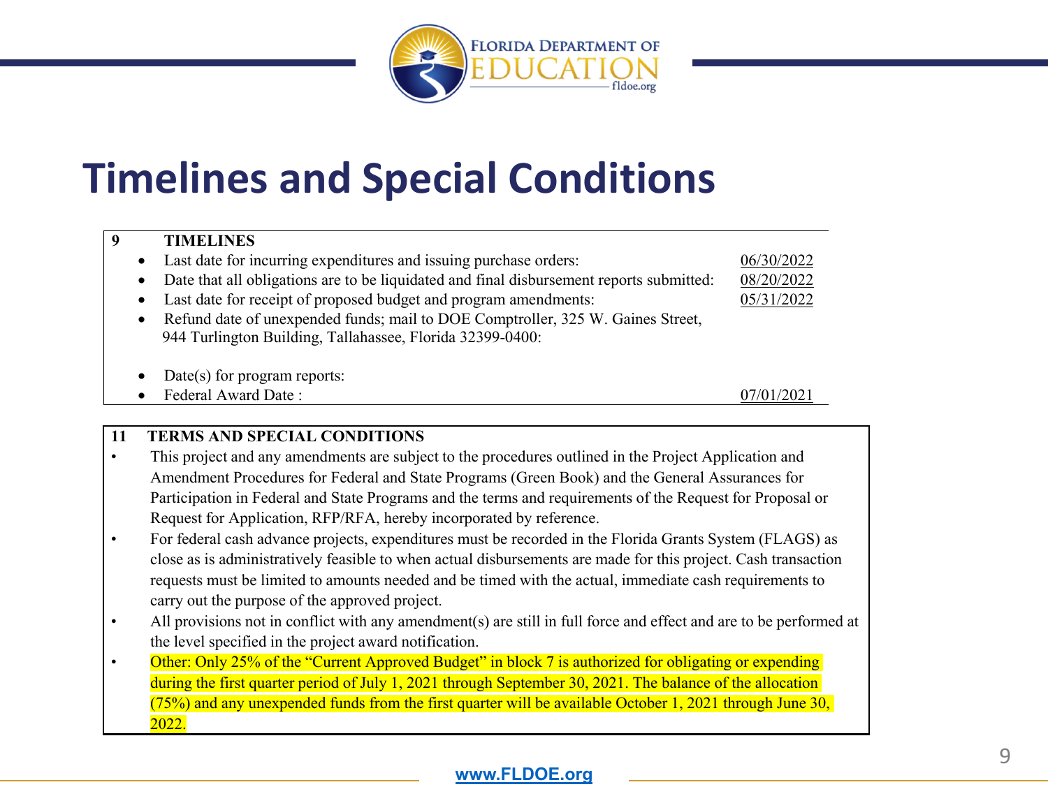# Timelines and Special Conditions

**9 TIMELINES**

- Last date for incurring expenditures and issuing purchase orders: 06/30/2022
- Date that all obligations are to be liquidated and final disbursement reports submitted: 08/20/2022
- Last date for receipt of proposed budget and program amendments: 05/31/2022
- Refund date of unexpended funds; mail to DOE Comptroller, 325 W. Gaines Street, 944 Turlington Building, Tallahassee, Florida 32399-0400:
- Date(s) for program reports:
- Federal Award Date : 07/01/2021

**11 TERMS AND SPECIAL CONDITIONS**

- This project and any amendments are subject to the procedures outlined in the Project Application and Amendment Procedures for Federal and State Programs (Green Book) and the General Assurances for Participation in Federal and State Programs and the terms and requirements of the Request for Proposal or Request for Application, RFP/RFA, hereby incorporated by reference.
- For federal cash advance projects, expenditures must be recorded in the Florida Grants System (FLAGS) as close as is administratively feasible to when actual disbursements are made for this project. Cash transaction requests must be limited to amounts needed and be timed with the actual, immediate cash requirements to carry out the purpose of the approved project.
- All provisions not in conflict with any amendment(s) are still in full force and effect and are to be performed at the level specified in the project award notification.
- Other: Only 25% of the "Current Approved Budget" in block 7 is authorized for obligating or expending during the first quarter period of July 1, 2021 through September 30, 2021. The balance of the allocation (75%) and any unexpended funds from the first quarter will be available October 1, 2021 through June 30, 2022.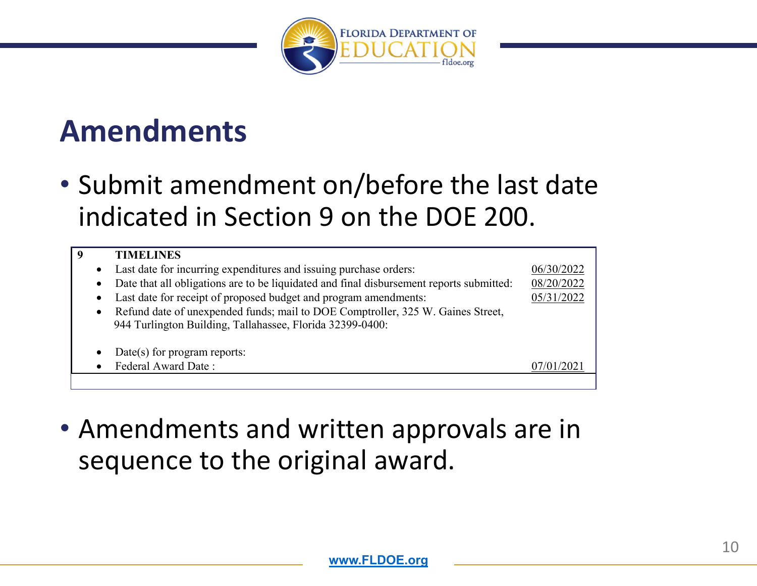# Amendments

- Submit amendment on/before the last date indicated in Section 9 on the DOE 200.

| 9 | TIMELINES | |
|---|---|---|
| • | Last date for incurring expenditures and issuing purchase orders: | 06/30/2022 |
| • | Date that all obligations are to be liquidated and final disbursement reports submitted: | 08/20/2022 |
| • | Last date for receipt of proposed budget and program amendments: | 05/31/2022 |
| • | Refund date of unexpended funds; mail to DOE Comptroller, 325 W. Gaines Street, 944 Turlington Building, Tallahassee, Florida 32399-0400: | |
| • | Date(s) for program reports: | |
| • | Federal Award Date : | 07/01/2021 |

- Amendments and written approvals are in sequence to the original award.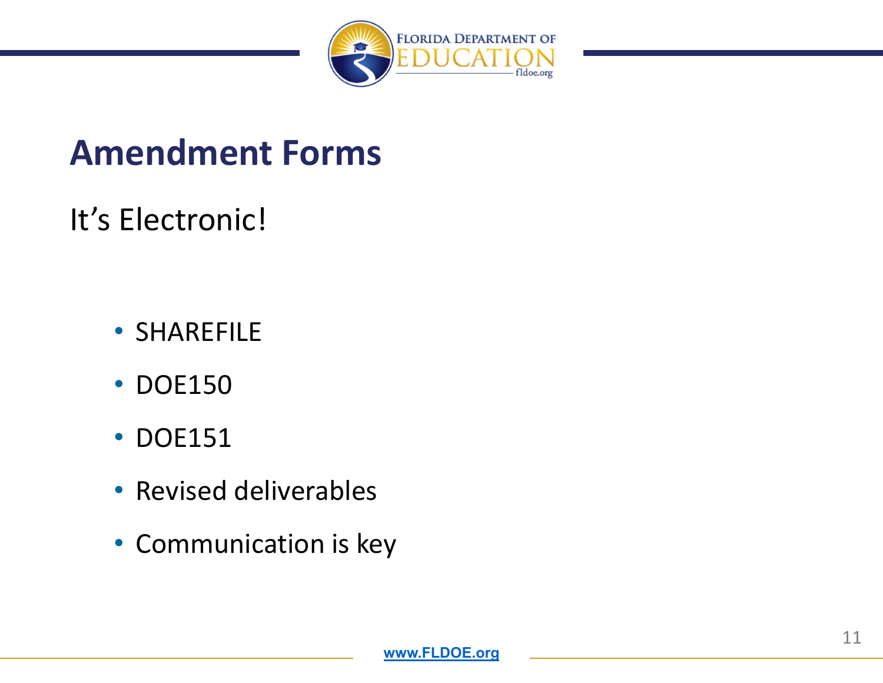# Amendment Forms

It's Electronic!

- SHAREFILE
- DOE150
- DOE151
- Revised deliverables
- Communication is key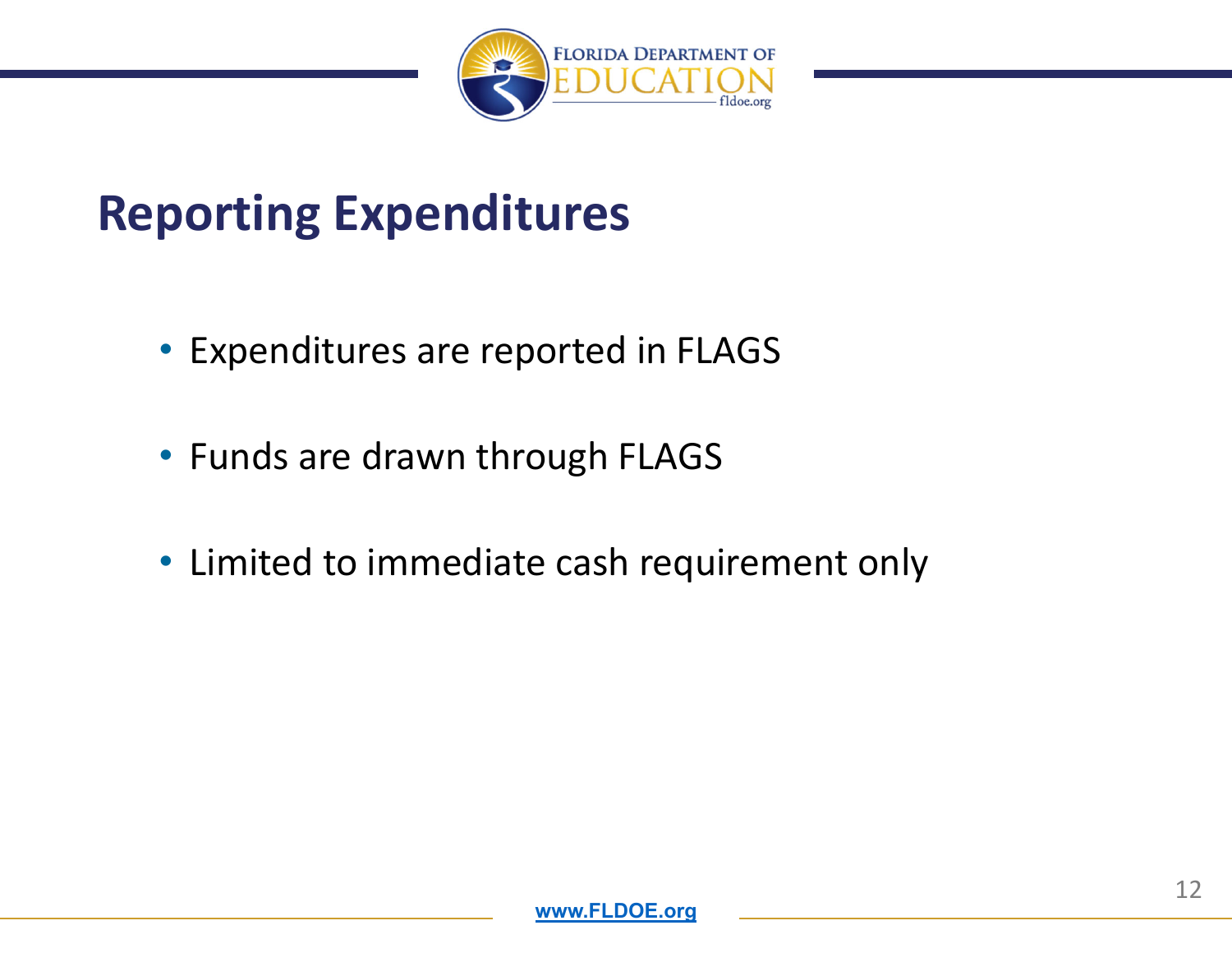# Reporting Expenditures

- Expenditures are reported in FLAGS
- Funds are drawn through FLAGS
- Limited to immediate cash requirement only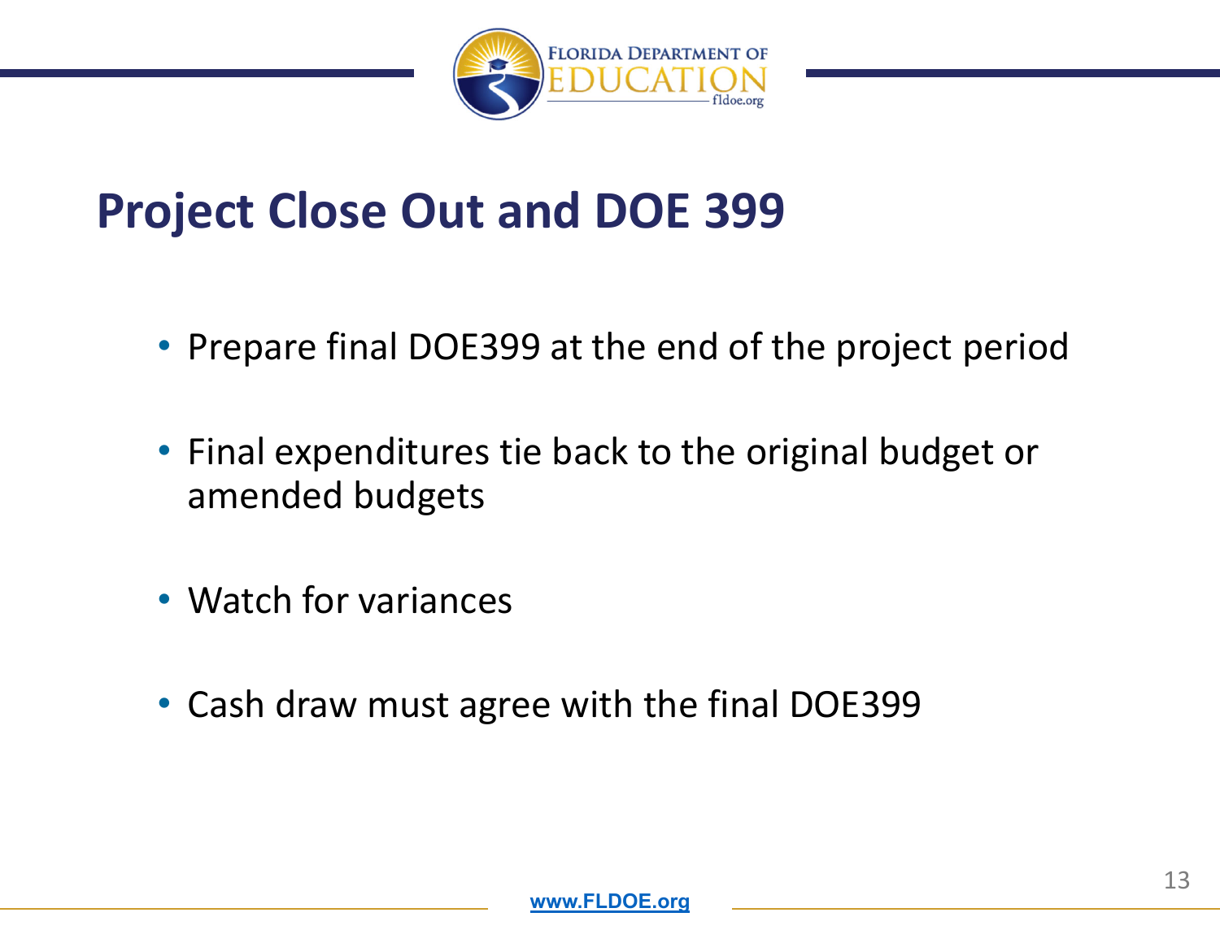# Project Close Out and DOE 399

- Prepare final DOE399 at the end of the project period
- Final expenditures tie back to the original budget or amended budgets
- Watch for variances
- Cash draw must agree with the final DOE399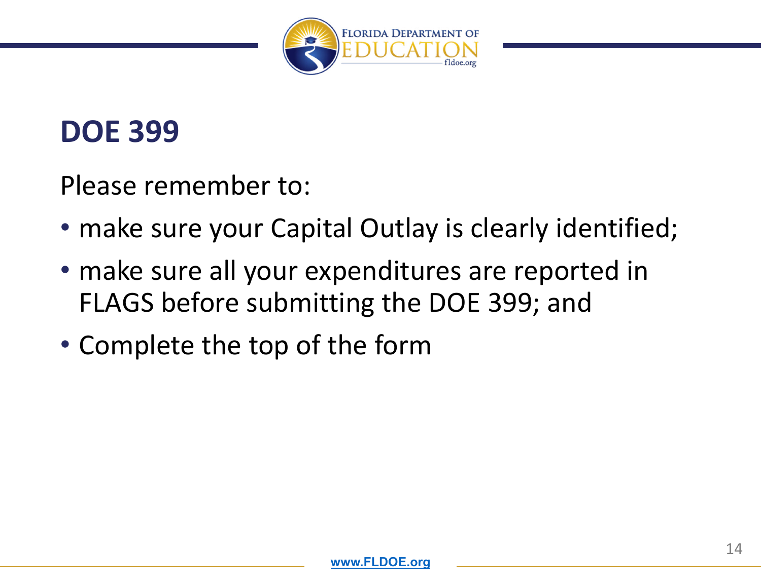# DOE 399

Please remember to:

- make sure your Capital Outlay is clearly identified;
- make sure all your expenditures are reported in FLAGS before submitting the DOE 399; and
- Complete the top of the form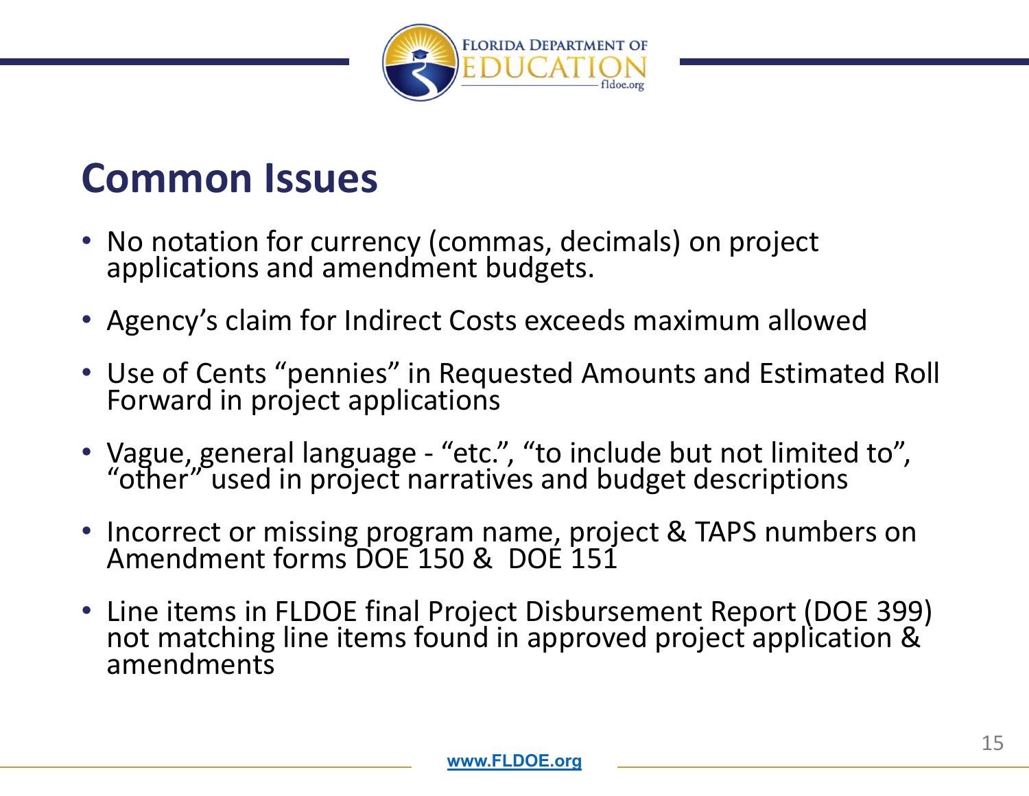## Common Issues

- No notation for currency (commas, decimals) on project applications and amendment budgets.
- Agency's claim for Indirect Costs exceeds maximum allowed
- Use of Cents "pennies" in Requested Amounts and Estimated Roll Forward in project applications
- Vague, general language - "etc.", "to include but not limited to", "other" used in project narratives and budget descriptions
- Incorrect or missing program name, project & TAPS numbers on Amendment forms DOE 150 & DOE 151
- Line items in FLDOE final Project Disbursement Report (DOE 399) not matching line items found in approved project application & amendments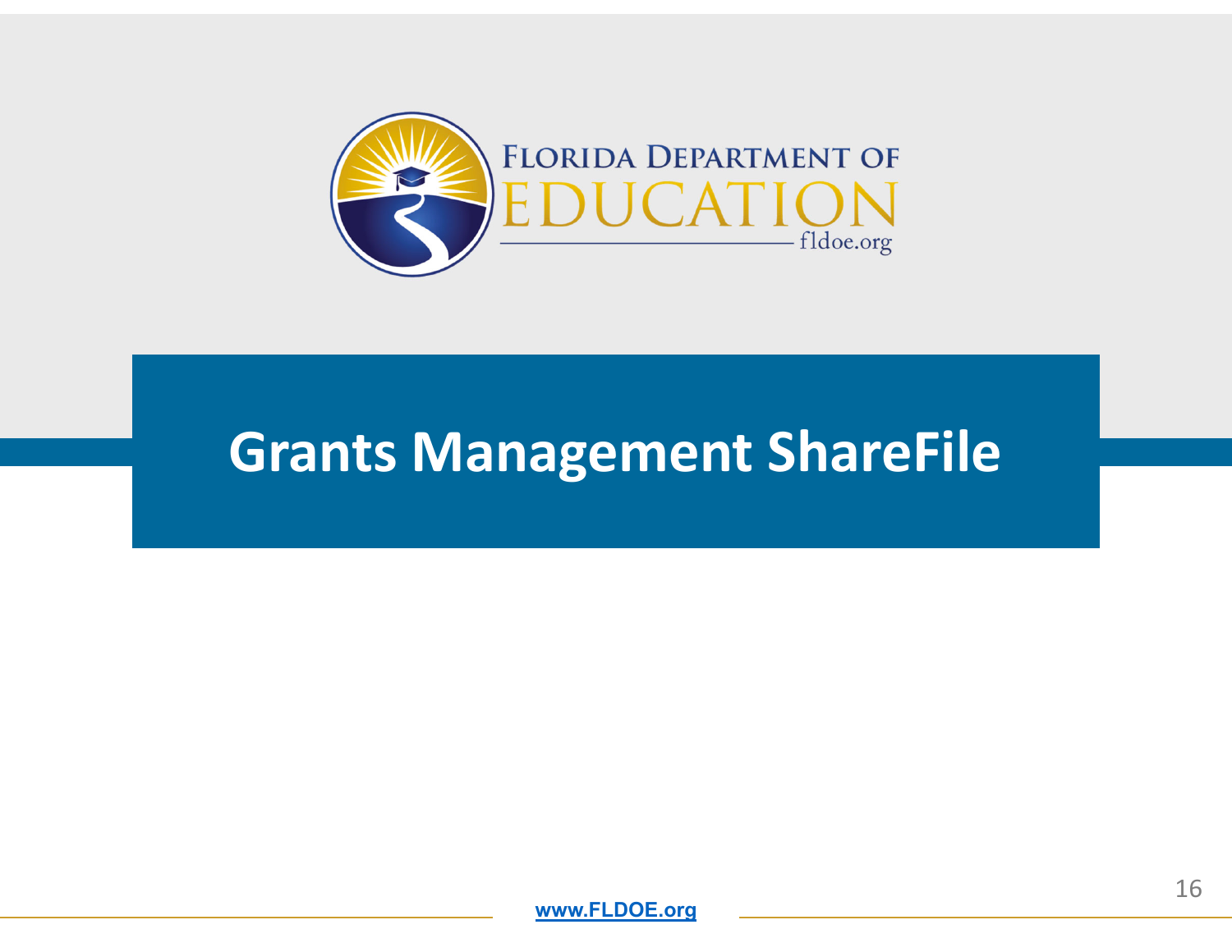# Grants Management ShareFile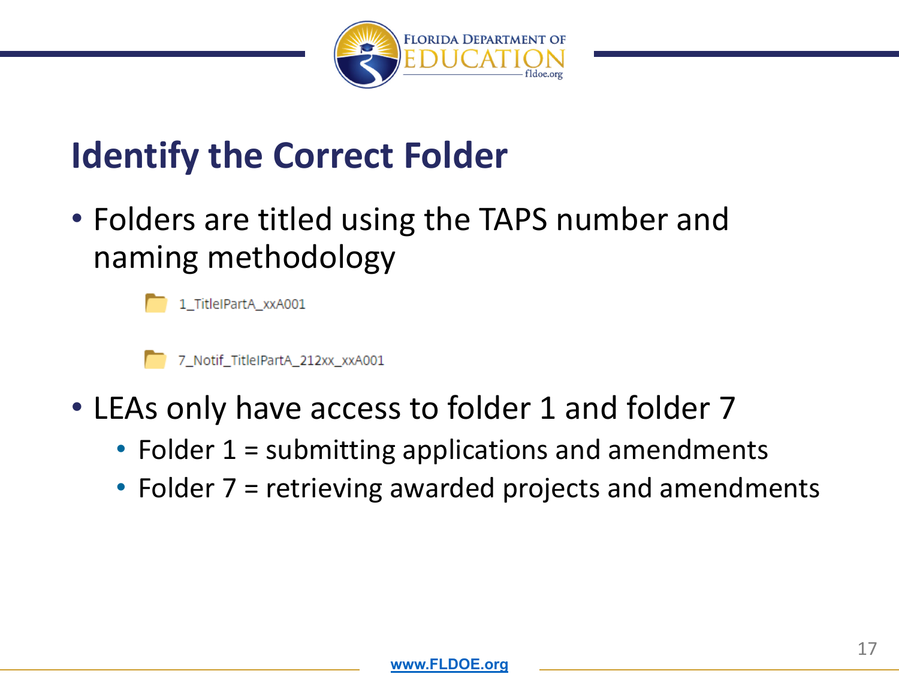# Identify the Correct Folder

- Folders are titled using the TAPS number and naming methodology

  1_TitleIPartA_xxA001

  7_Notif_TitleIPartA_212xx_xxA001

- LEAs only have access to folder 1 and folder 7
  - Folder 1 = submitting applications and amendments
  - Folder 7 = retrieving awarded projects and amendments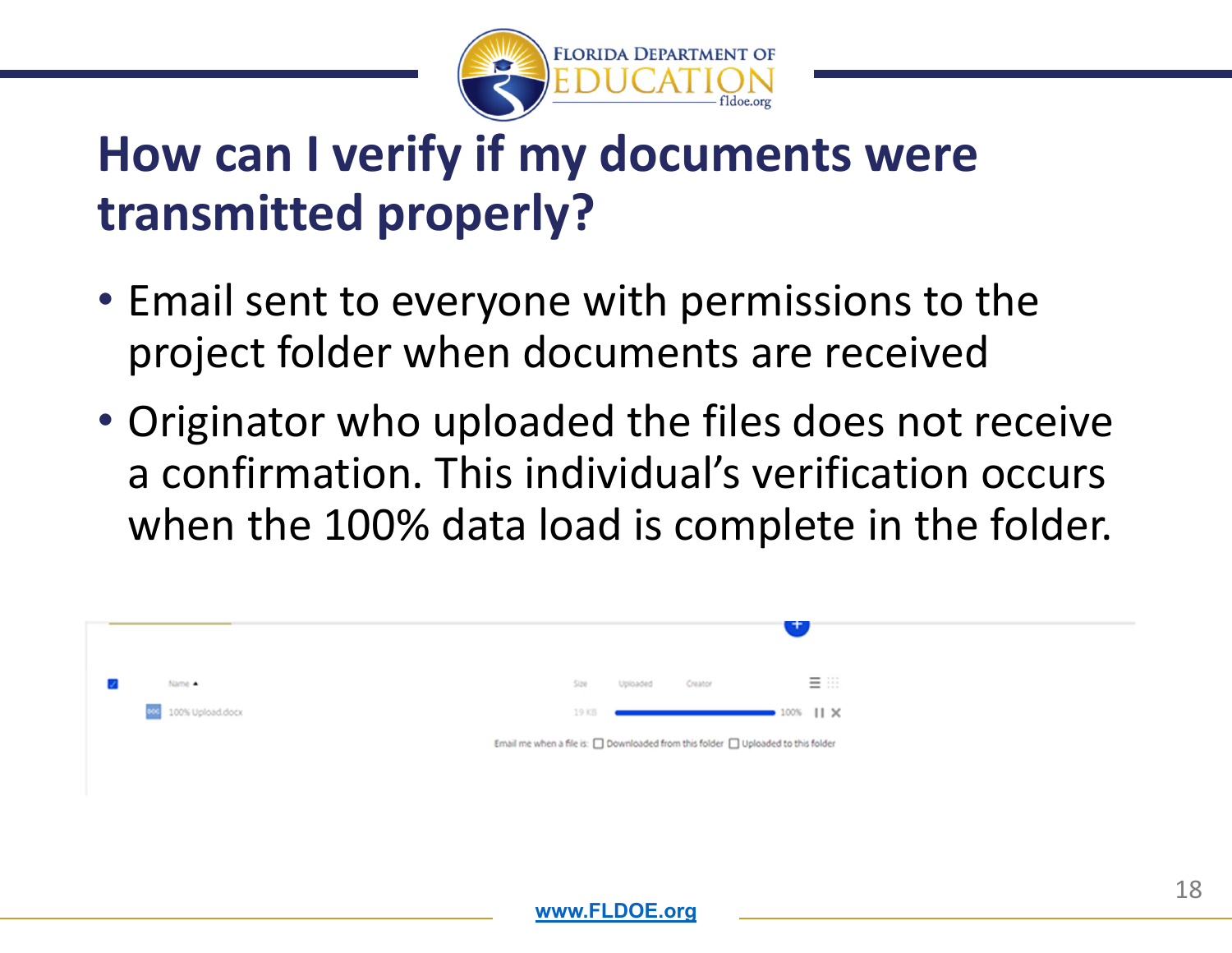# How can I verify if my documents were transmitted properly?

- Email sent to everyone with permissions to the project folder when documents are received
- Originator who uploaded the files does not receive a confirmation. This individual's verification occurs when the 100% data load is complete in the folder.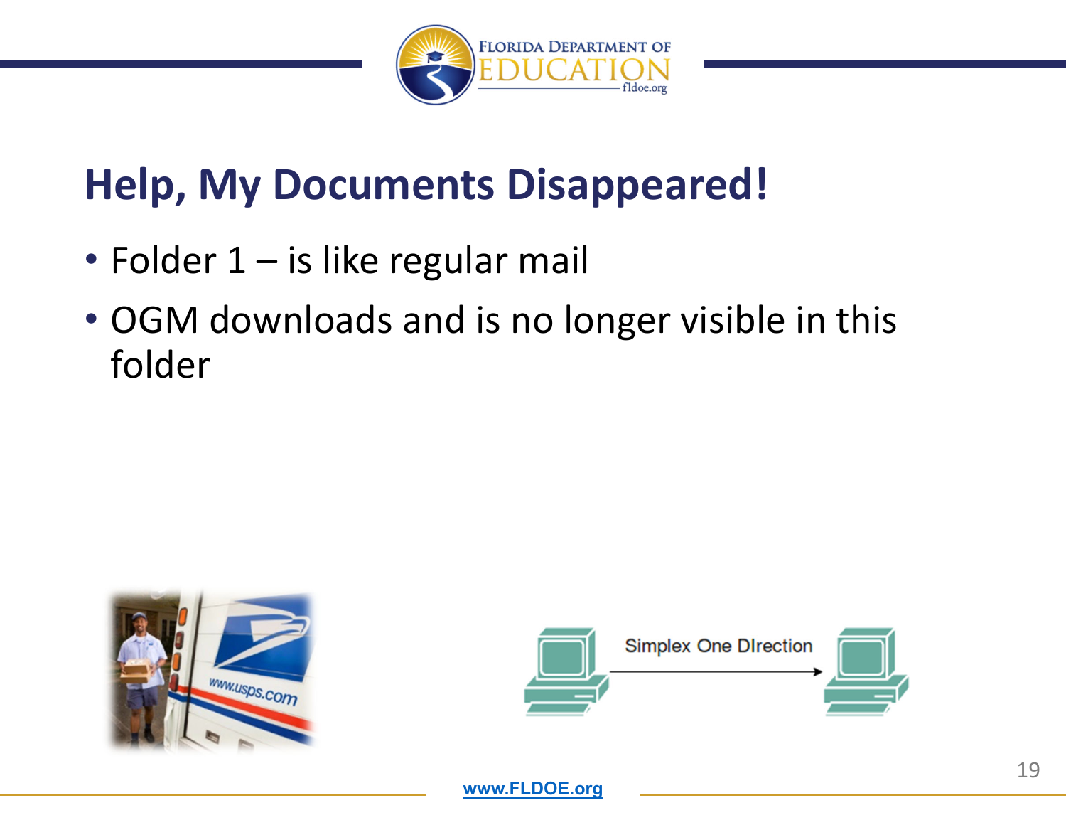# Help, My Documents Disappeared!

- Folder 1 – is like regular mail
- OGM downloads and is no longer visible in this folder

Simplex One Direction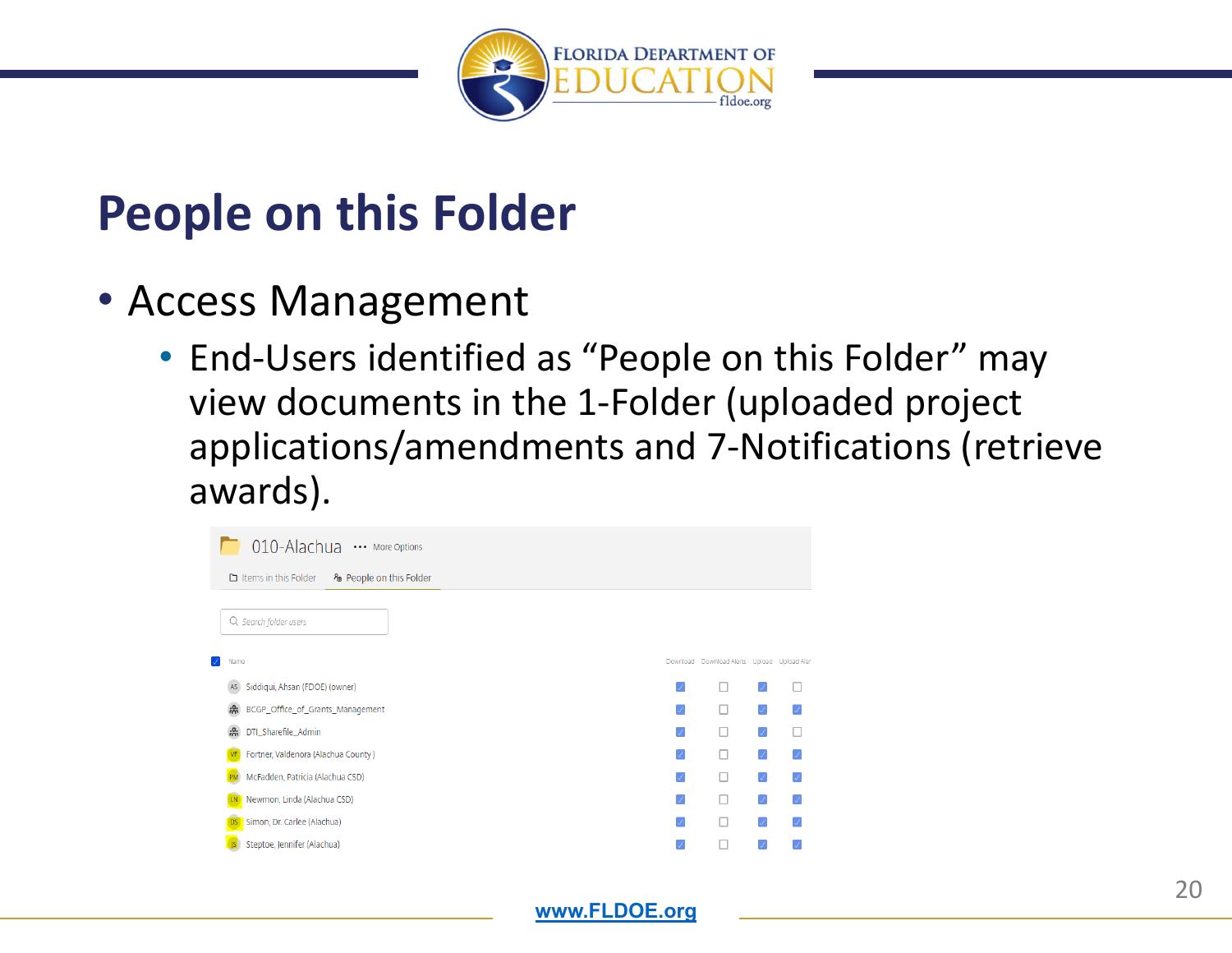# People on this Folder

- Access Management
  - End-Users identified as "People on this Folder" may view documents in the 1-Folder (uploaded project applications/amendments and 7-Notifications (retrieve awards).

010-Alachua ··· More Options

Items in this Folder | People on this Folder

Search folder users

| Name | Download | Download Alerts | Upload | Upload Alert |
|---|---|---|---|---|
| AS Siddiqui, Ahsan (FDOE) (owner) | ☑ | ☐ | ☑ | ☐ |
| BCGP_Office_of_Grants_Management | ☑ | ☐ | ☑ | ☑ |
| DTI_Sharefile_Admin | ☑ | ☐ | ☑ | ☐ |
| VF Fortner, Valdenora (Alachua County) | ☑ | ☐ | ☑ | ☑ |
| PM McFadden, Patricia (Alachua CSD) | ☑ | ☐ | ☑ | ☑ |
| LN Newmon, Linda (Alachua CSD) | ☑ | ☐ | ☑ | ☑ |
| DS Simon, Dr. Carlee (Alachua) | ☑ | ☐ | ☑ | ☑ |
| JS Steptoe, Jennifer (Alachua) | ☑ | ☐ | ☑ | ☑ |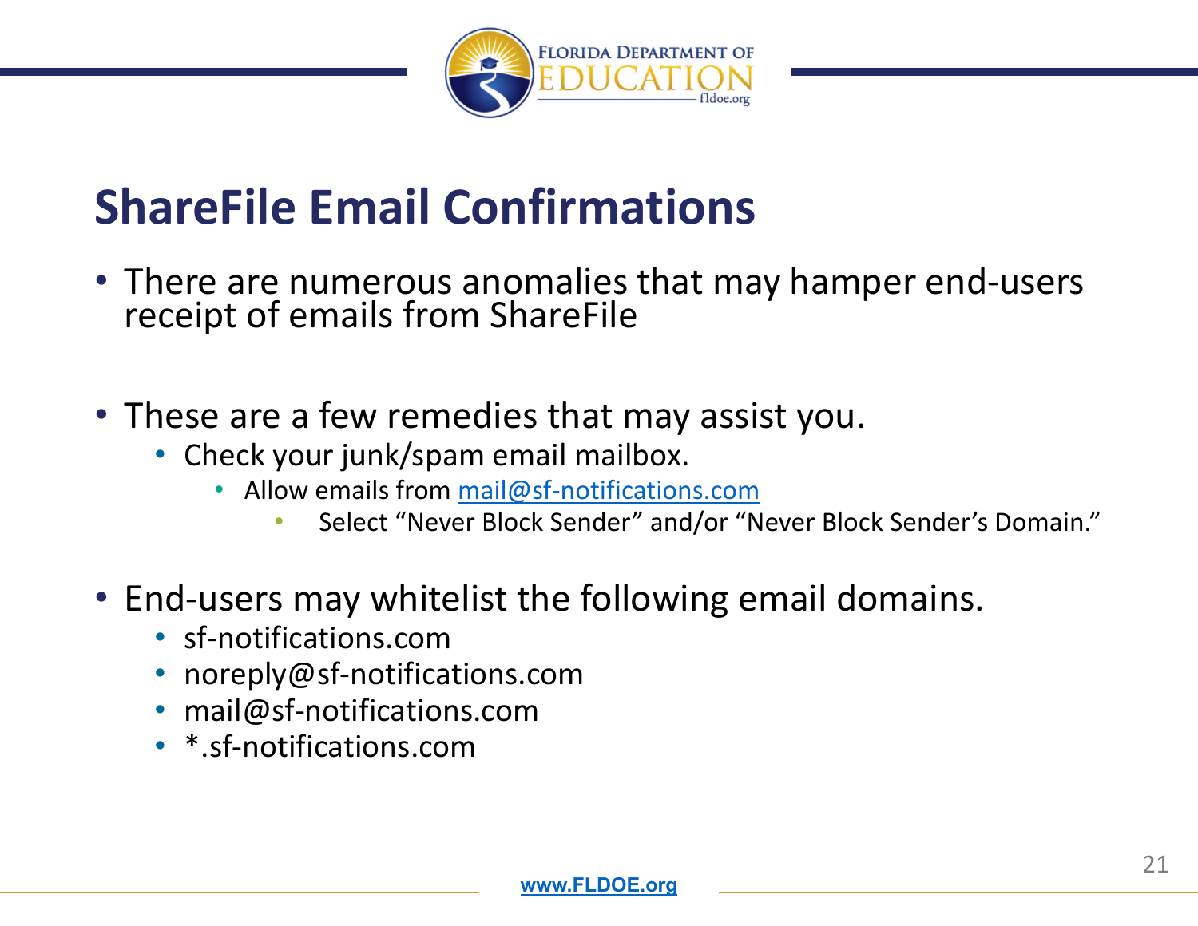# ShareFile Email Confirmations

- There are numerous anomalies that may hamper end-users receipt of emails from ShareFile

- These are a few remedies that may assist you.
  - Check your junk/spam email mailbox.
    - Allow emails from mail@sf-notifications.com
      - Select "Never Block Sender" and/or "Never Block Sender's Domain."

- End-users may whitelist the following email domains.
  - sf-notifications.com
  - noreply@sf-notifications.com
  - mail@sf-notifications.com
  - *.sf-notifications.com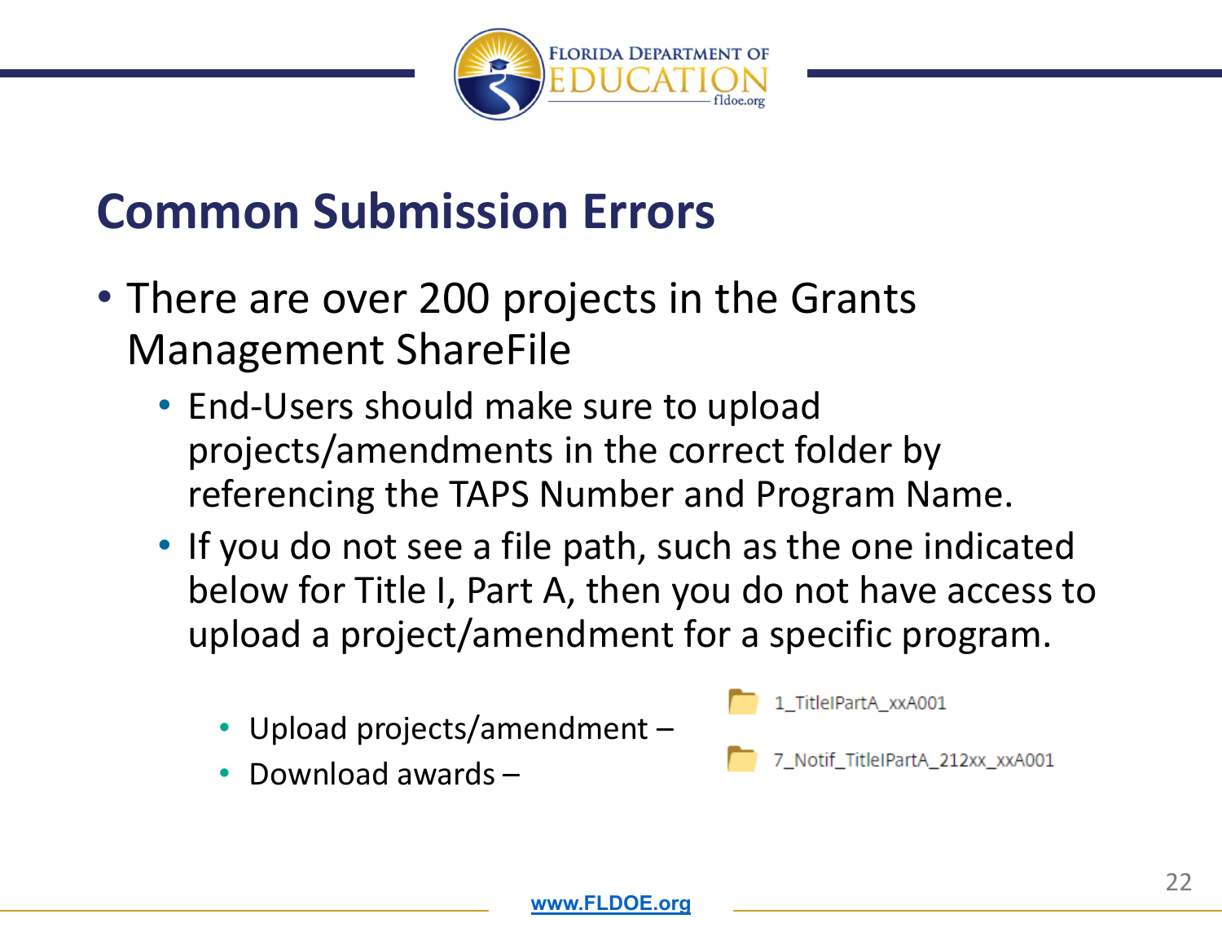## Common Submission Errors

- There are over 200 projects in the Grants Management ShareFile
  - End-Users should make sure to upload projects/amendments in the correct folder by referencing the TAPS Number and Program Name.
  - If you do not see a file path, such as the one indicated below for Title I, Part A, then you do not have access to upload a project/amendment for a specific program.
    - Upload projects/amendment – 1_TitleIPartA_xxA001
    - Download awards – 7_Notif_TitleIPartA_212xx_xxA001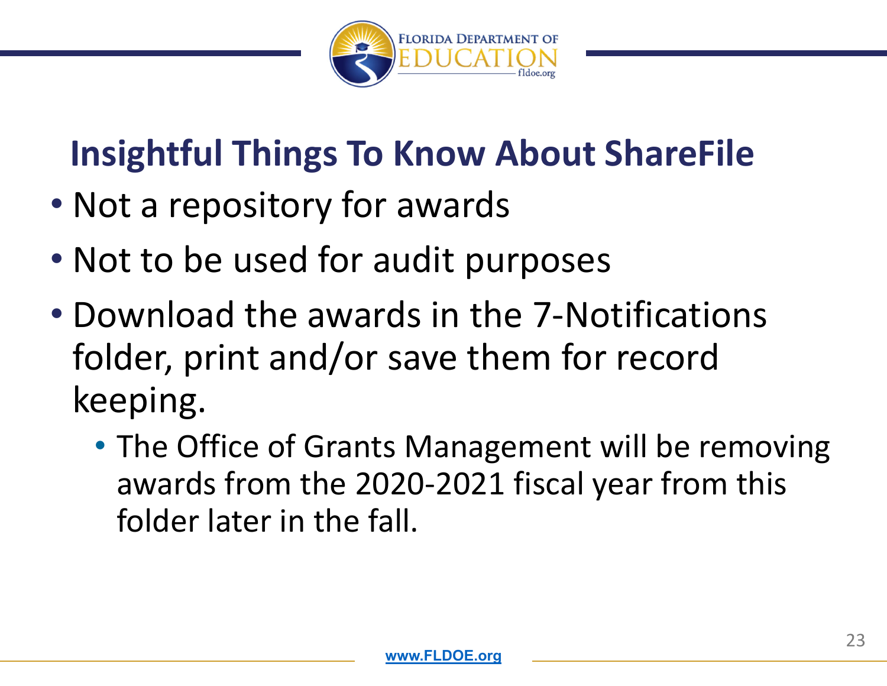## Insightful Things To Know About ShareFile

- Not a repository for awards
- Not to be used for audit purposes
- Download the awards in the 7-Notifications folder, print and/or save them for record keeping.
  - The Office of Grants Management will be removing awards from the 2020-2021 fiscal year from this folder later in the fall.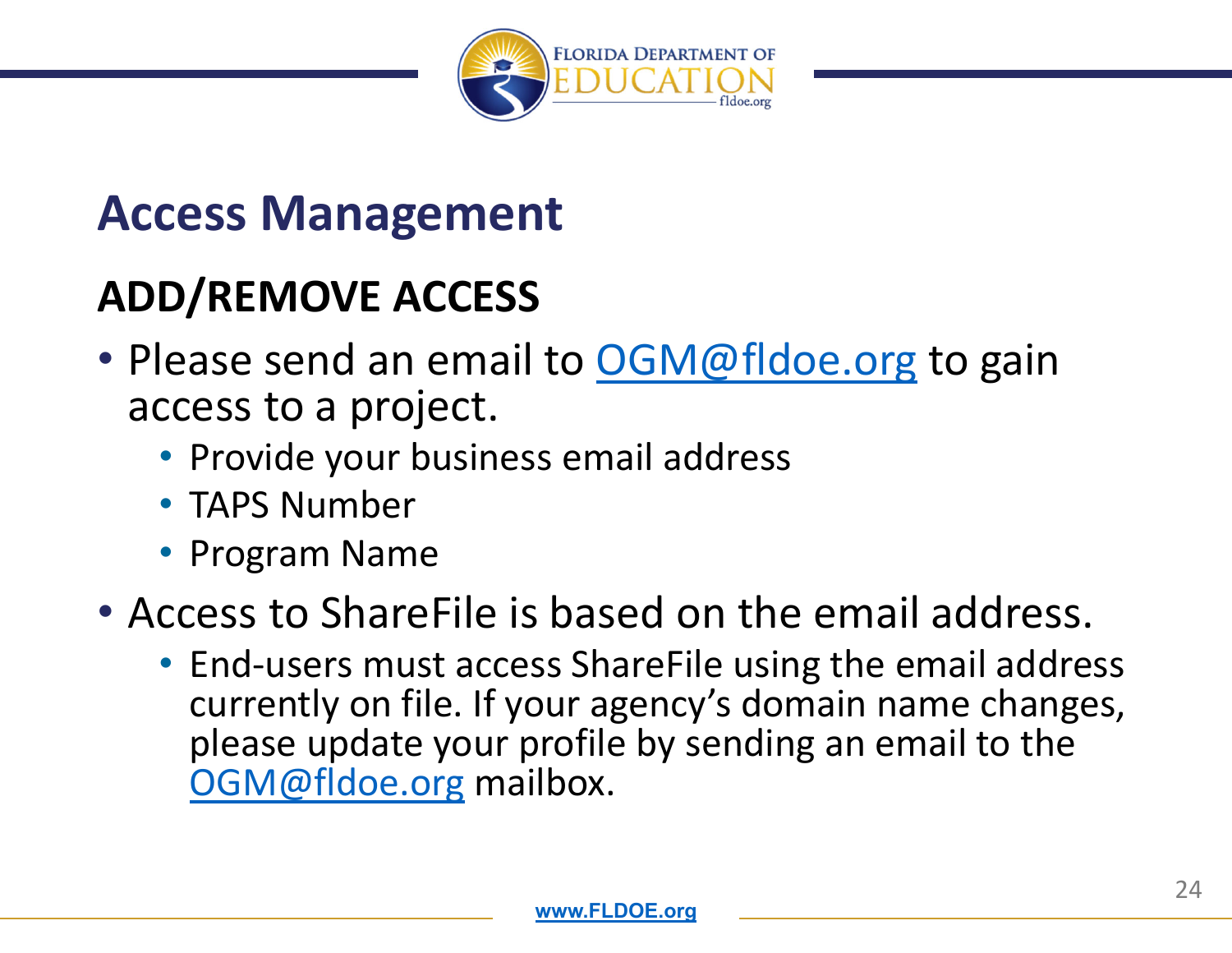# Access Management

## ADD/REMOVE ACCESS

- Please send an email to OGM@fldoe.org to gain access to a project.
  - Provide your business email address
  - TAPS Number
  - Program Name
- Access to ShareFile is based on the email address.
  - End-users must access ShareFile using the email address currently on file. If your agency's domain name changes, please update your profile by sending an email to the OGM@fldoe.org mailbox.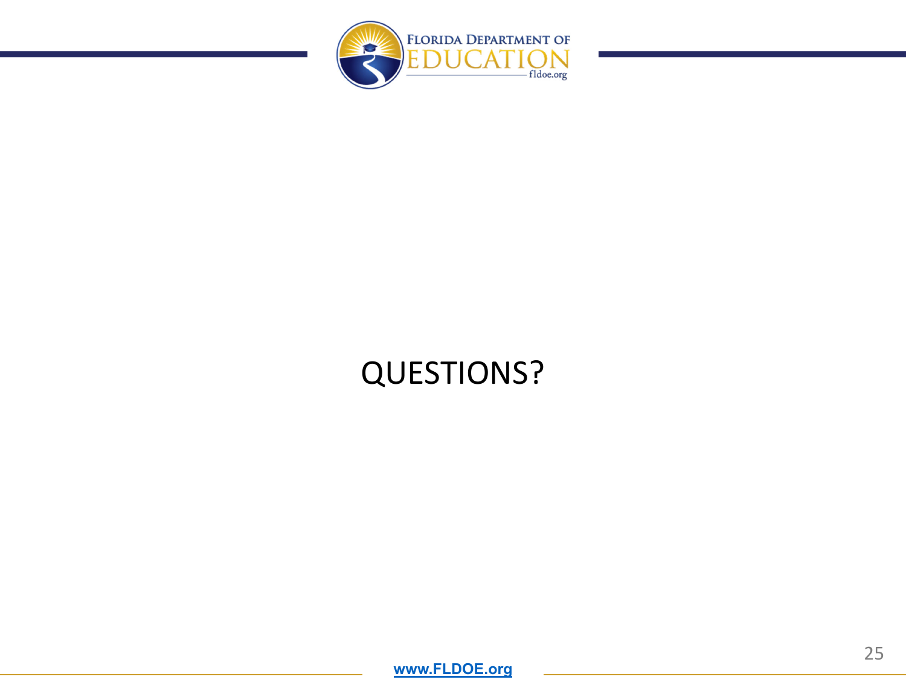QUESTIONS?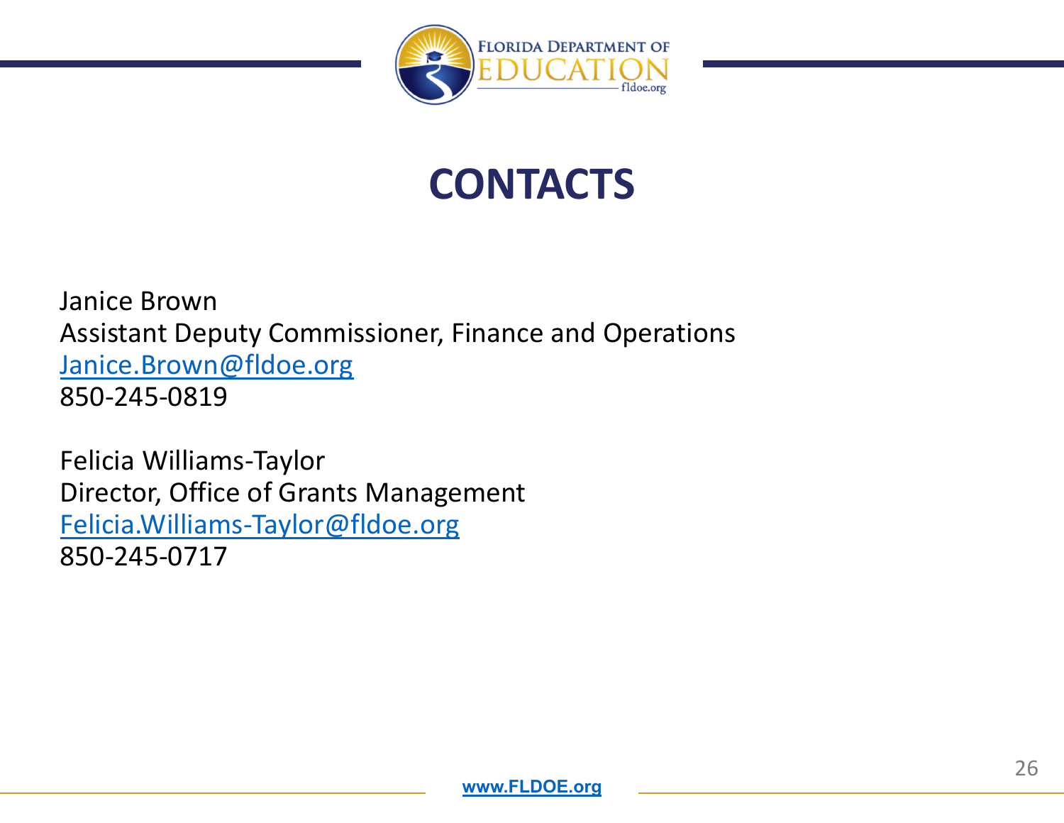# CONTACTS

Janice Brown
Assistant Deputy Commissioner, Finance and Operations
Janice.Brown@fldoe.org
850-245-0819

Felicia Williams-Taylor
Director, Office of Grants Management
Felicia.Williams-Taylor@fldoe.org
850-245-0717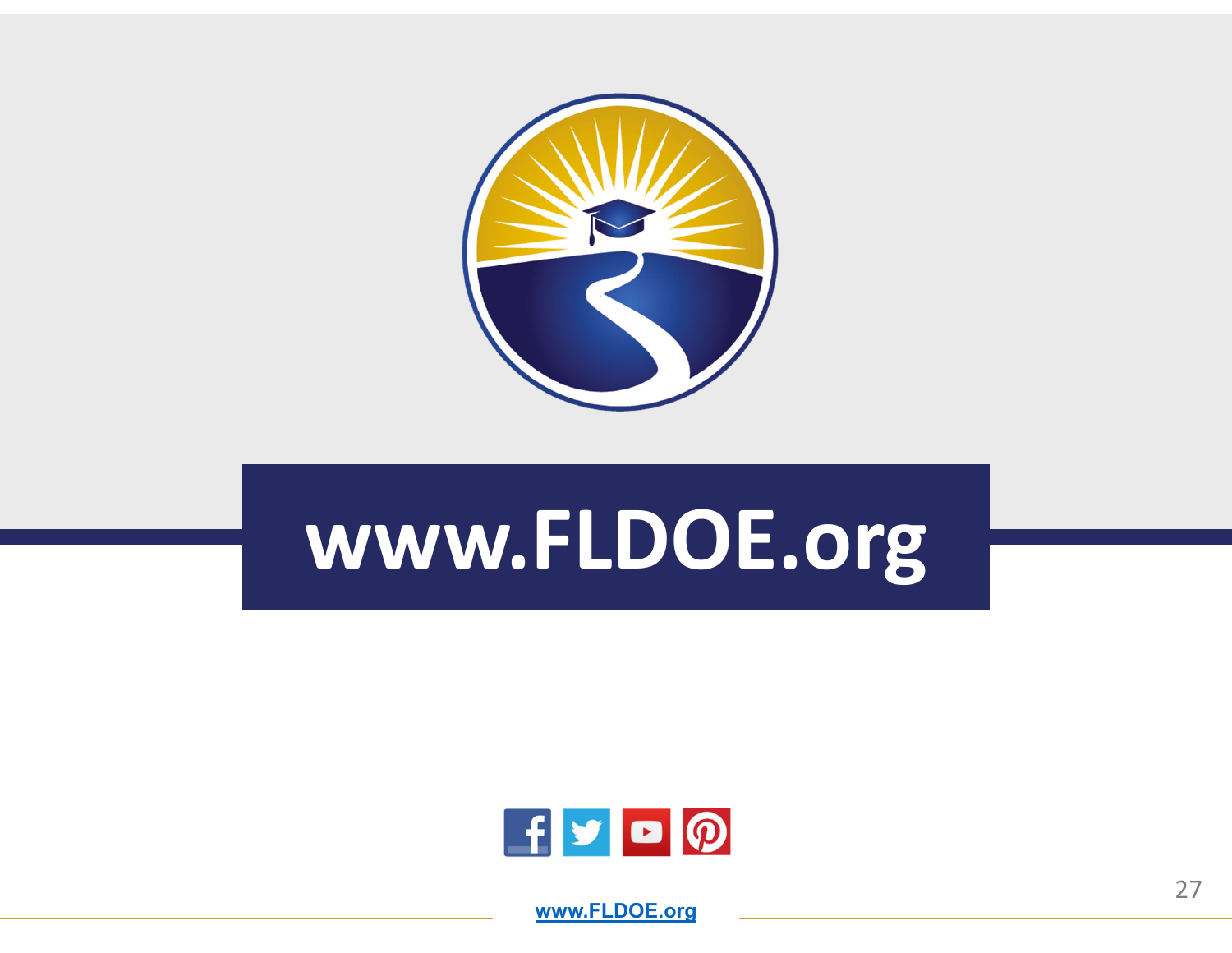# www.FLDOE.org